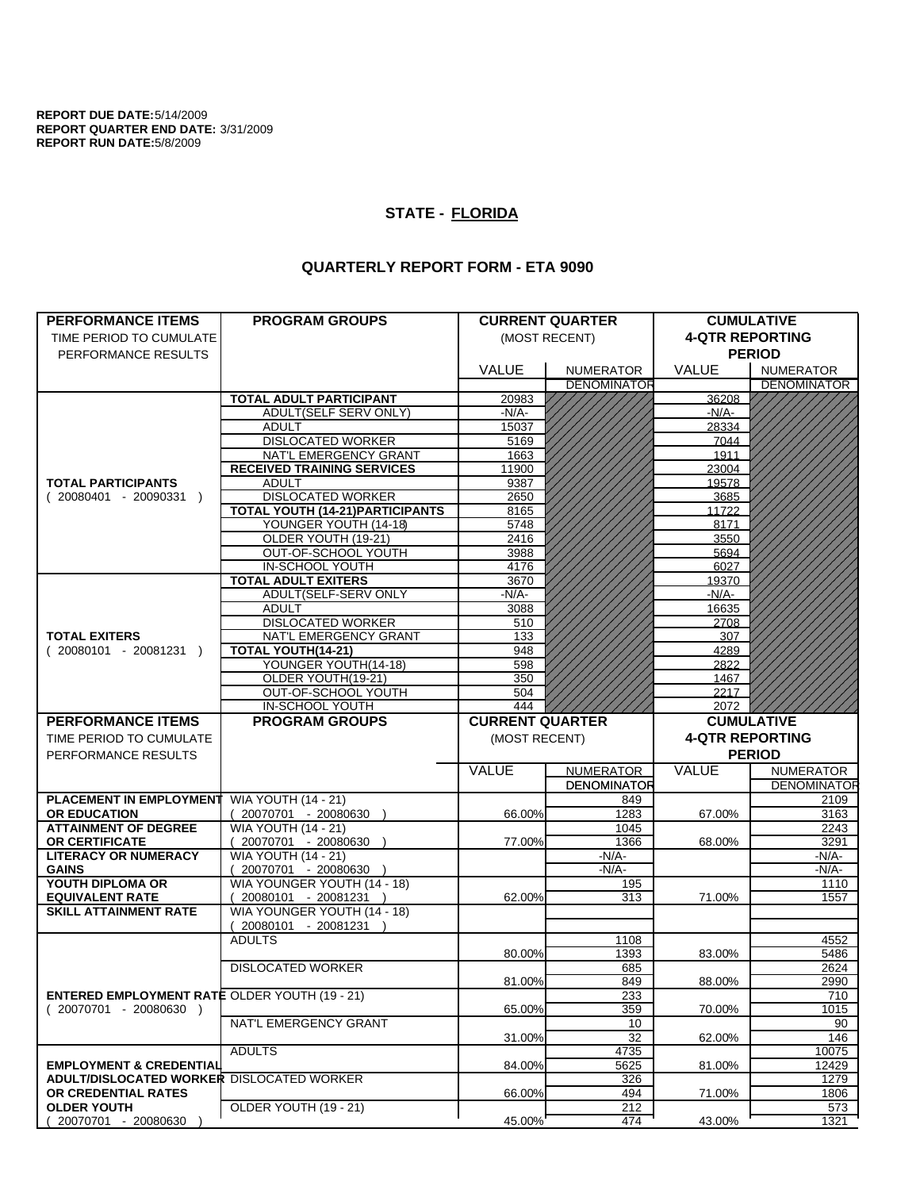**REPORT DUE DATE:** 5/14/2009
**REPORT QUARTER END DATE:** 3/31/2009
**REPORT RUN DATE:** 5/8/2009

## STATE - FLORIDA

### QUARTERLY REPORT FORM - ETA 9090

| PERFORMANCE ITEMS<br>TIME PERIOD TO CUMULATE PERFORMANCE RESULTS | PROGRAM GROUPS | CURRENT QUARTER (MOST RECENT) VALUE | CURRENT QUARTER NUMERATOR / DENOMINATOR | CUMULATIVE 4-QTR REPORTING PERIOD VALUE | CUMULATIVE NUMERATOR / DENOMINATOR |
|---|---|---|---|---|---|
| **TOTAL PARTICIPANTS** ( 20080401 - 20090331 ) | **TOTAL ADULT PARTICIPANT** | 20983 | | 36208 | |
| | ADULT(SELF SERV ONLY) | -N/A- | | -N/A- | |
| | ADULT | 15037 | | 28334 | |
| | DISLOCATED WORKER | 5169 | | 7044 | |
| | NAT'L EMERGENCY GRANT | 1663 | | 1911 | |
| | **RECEIVED TRAINING SERVICES** | 11900 | | 23004 | |
| | ADULT | 9387 | | 19578 | |
| | DISLOCATED WORKER | 2650 | | 3685 | |
| | **TOTAL YOUTH (14-21)PARTICIPANTS** | 8165 | | 11722 | |
| | YOUNGER YOUTH (14-18) | 5748 | | 8171 | |
| | OLDER YOUTH (19-21) | 2416 | | 3550 | |
| | OUT-OF-SCHOOL YOUTH | 3988 | | 5694 | |
| | IN-SCHOOL YOUTH | 4176 | | 6027 | |
| **TOTAL EXITERS** ( 20080101 - 20081231 ) | **TOTAL ADULT EXITERS** | 3670 | | 19370 | |
| | ADULT(SELF-SERV ONLY | -N/A- | | -N/A- | |
| | ADULT | 3088 | | 16635 | |
| | DISLOCATED WORKER | 510 | | 2708 | |
| | NAT'L EMERGENCY GRANT | 133 | | 307 | |
| | **TOTAL YOUTH(14-21)** | 948 | | 4289 | |
| | YOUNGER YOUTH(14-18) | 598 | | 2822 | |
| | OLDER YOUTH(19-21) | 350 | | 1467 | |
| | OUT-OF-SCHOOL YOUTH | 504 | | 2217 | |
| | IN-SCHOOL YOUTH | 444 | | 2072 | |

| PERFORMANCE ITEMS<br>TIME PERIOD TO CUMULATE PERFORMANCE RESULTS | PROGRAM GROUPS | CURRENT QUARTER (MOST RECENT) VALUE | CURRENT QUARTER NUMERATOR / DENOMINATOR | CUMULATIVE 4-QTR REPORTING PERIOD VALUE | CUMULATIVE NUMERATOR / DENOMINATOR |
|---|---|---|---|---|---|
| **PLACEMENT IN EMPLOYMENT OR EDUCATION** | WIA YOUTH (14 - 21) ( 20070701 - 20080630 ) | 66.00% | 849 / 1283 | 67.00% | 2109 / 3163 |
| **ATTAINMENT OF DEGREE OR CERTIFICATE** | WIA YOUTH (14 - 21) ( 20070701 - 20080630 ) | 77.00% | 1045 / 1366 | 68.00% | 2243 / 3291 |
| **LITERACY OR NUMERACY GAINS** | WIA YOUTH (14 - 21) ( 20070701 - 20080630 ) | | -N/A- / -N/A- | | -N/A- / -N/A- |
| **YOUTH DIPLOMA OR EQUIVALENT RATE** | WIA YOUNGER YOUTH (14 - 18) ( 20080101 - 20081231 ) | 62.00% | 195 / 313 | 71.00% | 1110 / 1557 |
| **SKILL ATTAINMENT RATE** | WIA YOUNGER YOUTH (14 - 18) ( 20080101 - 20081231 ) | | | | |
| **ENTERED EMPLOYMENT RATE** ( 20070701 - 20080630 ) | ADULTS | 80.00% | 1108 / 1393 | 83.00% | 4552 / 5486 |
| | DISLOCATED WORKER | 81.00% | 685 / 849 | 88.00% | 2624 / 2990 |
| | OLDER YOUTH (19 - 21) | 65.00% | 233 / 359 | 70.00% | 710 / 1015 |
| | NAT'L EMERGENCY GRANT | 31.00% | 10 / 32 | 62.00% | 90 / 146 |
| **EMPLOYMENT & CREDENTIAL ADULT/DISLOCATED WORKER OR CREDENTIAL RATES OLDER YOUTH** ( 20070701 - 20080630 ) | ADULTS | 84.00% | 4735 / 5625 | 81.00% | 10075 / 12429 |
| | DISLOCATED WORKER | 66.00% | 326 / 494 | 71.00% | 1279 / 1806 |
| | OLDER YOUTH (19 - 21) | 45.00% | 212 / 474 | 43.00% | 573 / 1321 |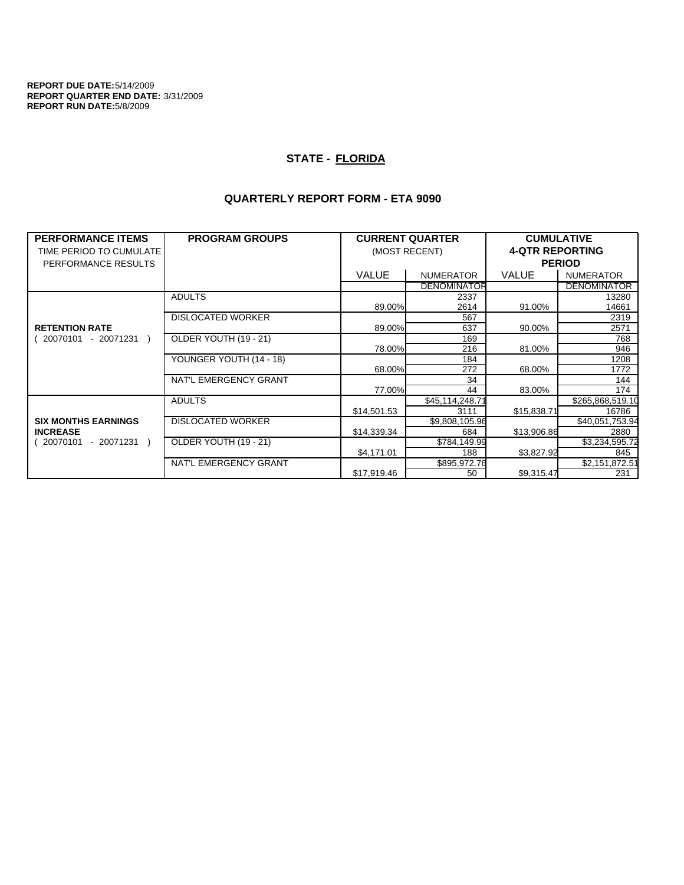**REPORT DUE DATE:** 5/14/2009
**REPORT QUARTER END DATE:** 3/31/2009
**REPORT RUN DATE:** 5/8/2009

## STATE - FLORIDA

## QUARTERLY REPORT FORM - ETA 9090

| PERFORMANCE ITEMS<br>TIME PERIOD TO CUMULATE PERFORMANCE RESULTS | PROGRAM GROUPS | CURRENT QUARTER (MOST RECENT) | | CUMULATIVE 4-QTR REPORTING PERIOD | |
|---|---|---|---|---|---|
| | | VALUE | NUMERATOR<br>DENOMINATOR | VALUE | NUMERATOR<br>DENOMINATOR |
| **RETENTION RATE**<br>( 20070101 - 20071231 ) | ADULTS | 89.00% | 2337<br>2614 | 91.00% | 13280<br>14661 |
| | DISLOCATED WORKER | 89.00% | 567<br>637 | 90.00% | 2319<br>2571 |
| | OLDER YOUTH (19 - 21) | 78.00% | 169<br>216 | 81.00% | 768<br>946 |
| | YOUNGER YOUTH (14 - 18) | 68.00% | 184<br>272 | 68.00% | 1208<br>1772 |
| | NAT'L EMERGENCY GRANT | 77.00% | 34<br>44 | 83.00% | 144<br>174 |
| **SIX MONTHS EARNINGS INCREASE**<br>( 20070101 - 20071231 ) | ADULTS | $14,501.53 | $45,114,248.71<br>3111 | $15,838.71 | $265,868,519.10<br>16786 |
| | DISLOCATED WORKER | $14,339.34 | $9,808,105.96<br>684 | $13,906.86 | $40,051,753.94<br>2880 |
| | OLDER YOUTH (19 - 21) | $4,171.01 | $784,149.99<br>188 | $3,827.92 | $3,234,595.72<br>845 |
| | NAT'L EMERGENCY GRANT | $17,919.46 | $895,972.76<br>50 | $9,315.47 | $2,151,872.51<br>231 |